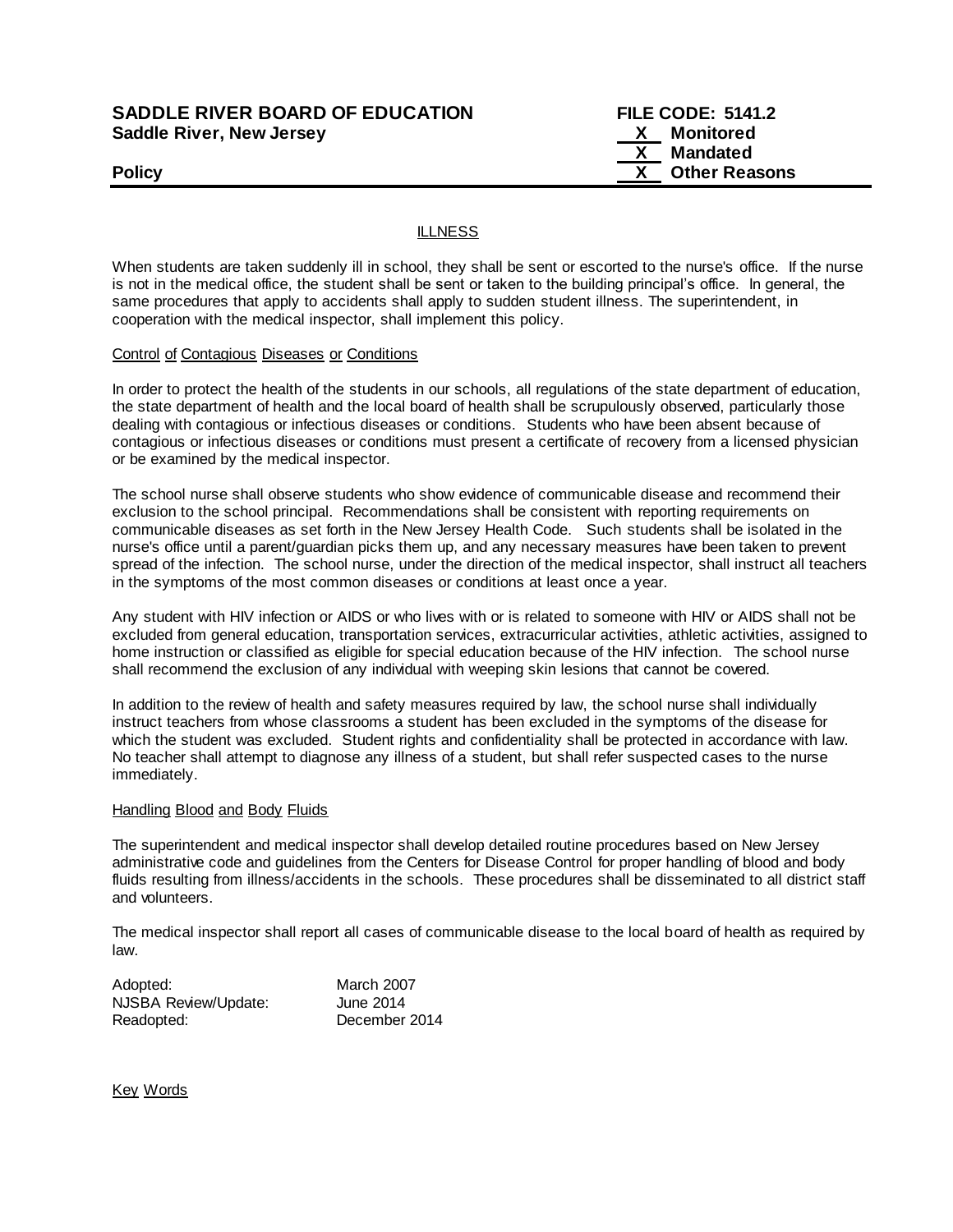**SADDLE RIVER BOARD OF EDUCATION** **FILE CODE: 5141.2**
**Saddle River, New Jersey**

**X Monitored**
**X Mandated**
**X Other Reasons**

**Policy**

ILLNESS

When students are taken suddenly ill in school, they shall be sent or escorted to the nurse's office. If the nurse is not in the medical office, the student shall be sent or taken to the building principal's office. In general, the same procedures that apply to accidents shall apply to sudden student illness. The superintendent, in cooperation with the medical inspector, shall implement this policy.

Control of Contagious Diseases or Conditions

In order to protect the health of the students in our schools, all regulations of the state department of education, the state department of health and the local board of health shall be scrupulously observed, particularly those dealing with contagious or infectious diseases or conditions. Students who have been absent because of contagious or infectious diseases or conditions must present a certificate of recovery from a licensed physician or be examined by the medical inspector.

The school nurse shall observe students who show evidence of communicable disease and recommend their exclusion to the school principal. Recommendations shall be consistent with reporting requirements on communicable diseases as set forth in the New Jersey Health Code. Such students shall be isolated in the nurse's office until a parent/guardian picks them up, and any necessary measures have been taken to prevent spread of the infection. The school nurse, under the direction of the medical inspector, shall instruct all teachers in the symptoms of the most common diseases or conditions at least once a year.

Any student with HIV infection or AIDS or who lives with or is related to someone with HIV or AIDS shall not be excluded from general education, transportation services, extracurricular activities, athletic activities, assigned to home instruction or classified as eligible for special education because of the HIV infection. The school nurse shall recommend the exclusion of any individual with weeping skin lesions that cannot be covered.

In addition to the review of health and safety measures required by law, the school nurse shall individually instruct teachers from whose classrooms a student has been excluded in the symptoms of the disease for which the student was excluded. Student rights and confidentiality shall be protected in accordance with law. No teacher shall attempt to diagnose any illness of a student, but shall refer suspected cases to the nurse immediately.

Handling Blood and Body Fluids

The superintendent and medical inspector shall develop detailed routine procedures based on New Jersey administrative code and guidelines from the Centers for Disease Control for proper handling of blood and body fluids resulting from illness/accidents in the schools. These procedures shall be disseminated to all district staff and volunteers.

The medical inspector shall report all cases of communicable disease to the local board of health as required by law.

| | |
|---|---|
| Adopted: | March 2007 |
| NJSBA Review/Update: | June 2014 |
| Readopted: | December 2014 |

Key Words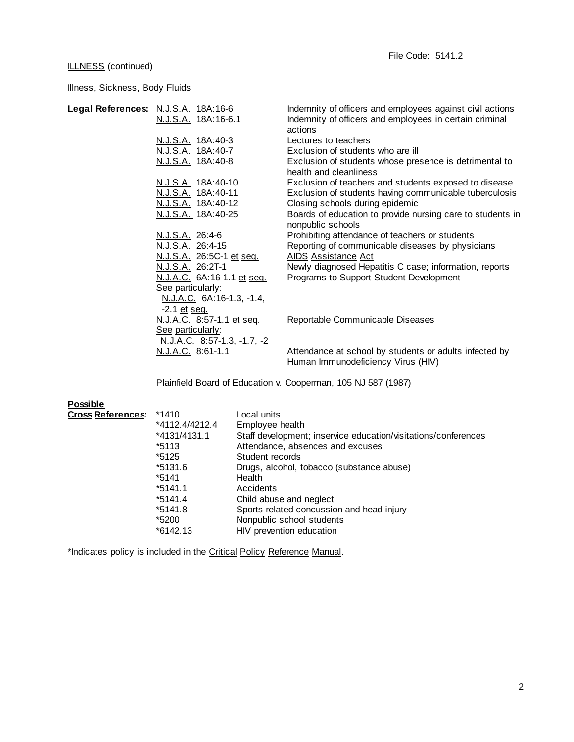File Code: 5141.2

ILLNESS (continued)

Illness, Sickness, Body Fluids

**Legal References:**

| | |
|---|---|
| N.J.S.A. 18A:16-6 | Indemnity of officers and employees against civil actions |
| N.J.S.A. 18A:16-6.1 | Indemnity of officers and employees in certain criminal actions |
| N.J.S.A. 18A:40-3 | Lectures to teachers |
| N.J.S.A. 18A:40-7 | Exclusion of students who are ill |
| N.J.S.A. 18A:40-8 | Exclusion of students whose presence is detrimental to health and cleanliness |
| N.J.S.A. 18A:40-10 | Exclusion of teachers and students exposed to disease |
| N.J.S.A. 18A:40-11 | Exclusion of students having communicable tuberculosis |
| N.J.S.A. 18A:40-12 | Closing schools during epidemic |
| N.J.S.A. 18A:40-25 | Boards of education to provide nursing care to students in nonpublic schools |
| N.J.S.A. 26:4-6 | Prohibiting attendance of teachers or students |
| N.J.S.A. 26:4-15 | Reporting of communicable diseases by physicians |
| N.J.S.A. 26:5C-1 et seq. | AIDS Assistance Act |
| N.J.S.A. 26:2T-1 | Newly diagnosed Hepatitis C case; information, reports |
| N.J.A.C. 6A:16-1.1 et seq. See particularly: N.J.A.C. 6A:16-1.3, -1.4, -2.1 et seq. | Programs to Support Student Development |
| N.J.A.C. 8:57-1.1 et seq. See particularly: N.J.A.C. 8:57-1.3, -1.7, -2 | Reportable Communicable Diseases |
| N.J.A.C. 8:61-1.1 | Attendance at school by students or adults infected by Human Immunodeficiency Virus (HIV) |

Plainfield Board of Education v. Cooperman, 105 NJ 587 (1987)

**Possible Cross References:**

| | |
|---|---|
| *1410 | Local units |
| *4112.4/4212.4 | Employee health |
| *4131/4131.1 | Staff development; inservice education/visitations/conferences |
| *5113 | Attendance, absences and excuses |
| *5125 | Student records |
| *5131.6 | Drugs, alcohol, tobacco (substance abuse) |
| *5141 | Health |
| *5141.1 | Accidents |
| *5141.4 | Child abuse and neglect |
| *5141.8 | Sports related concussion and head injury |
| *5200 | Nonpublic school students |
| *6142.13 | HIV prevention education |

*Indicates policy is included in the Critical Policy Reference Manual.